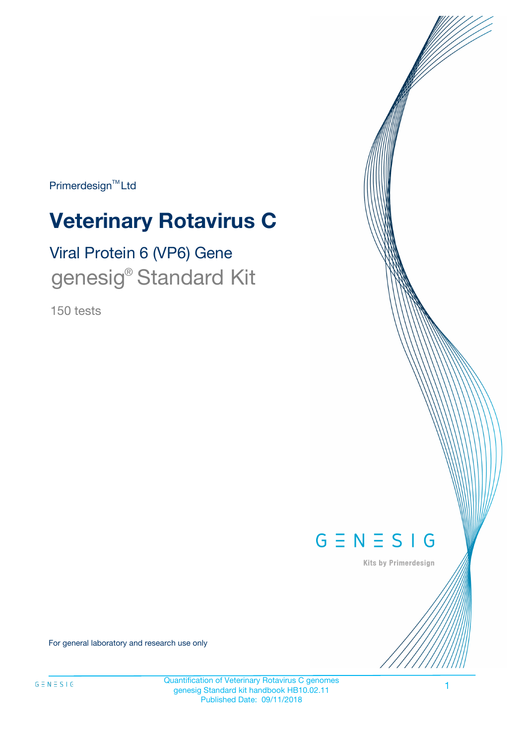Primerdesign™ Ltd

# Veterinary Rotavirus C

## Viral Protein 6 (VP6) Gene

## genesig® Standard Kit

150 tests

GENESIG

Kits by Primerdesign

For general laboratory and research use only

Quantification of Veterinary Rotavirus C genomes
genesig Standard kit handbook HB10.02.11
Published Date: 09/11/2018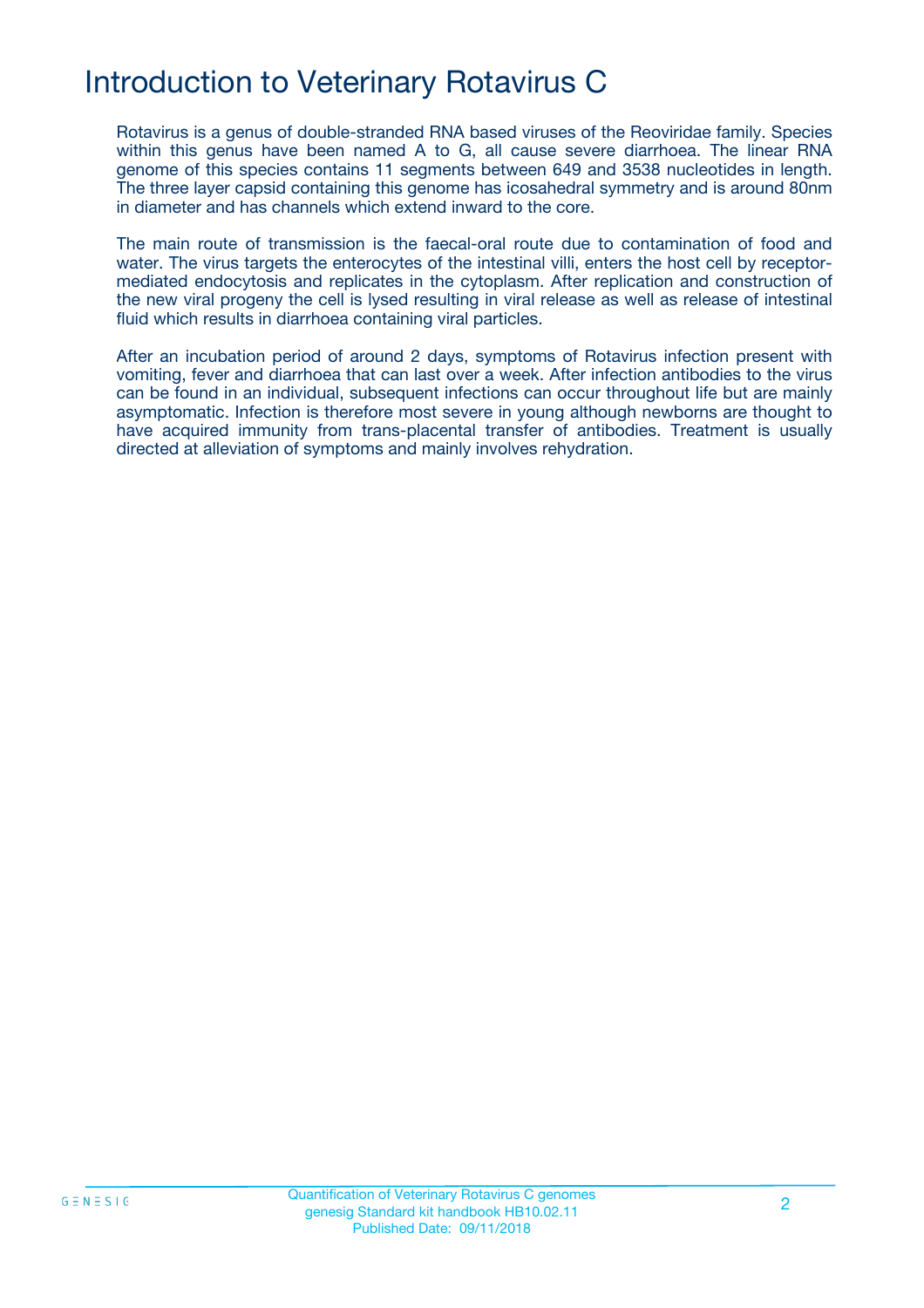# Introduction to Veterinary Rotavirus C

Rotavirus is a genus of double-stranded RNA based viruses of the Reoviridae family. Species within this genus have been named A to G, all cause severe diarrhoea. The linear RNA genome of this species contains 11 segments between 649 and 3538 nucleotides in length. The three layer capsid containing this genome has icosahedral symmetry and is around 80nm in diameter and has channels which extend inward to the core.

The main route of transmission is the faecal-oral route due to contamination of food and water. The virus targets the enterocytes of the intestinal villi, enters the host cell by receptor-mediated endocytosis and replicates in the cytoplasm. After replication and construction of the new viral progeny the cell is lysed resulting in viral release as well as release of intestinal fluid which results in diarrhoea containing viral particles.

After an incubation period of around 2 days, symptoms of Rotavirus infection present with vomiting, fever and diarrhoea that can last over a week. After infection antibodies to the virus can be found in an individual, subsequent infections can occur throughout life but are mainly asymptomatic. Infection is therefore most severe in young although newborns are thought to have acquired immunity from trans-placental transfer of antibodies. Treatment is usually directed at alleviation of symptoms and mainly involves rehydration.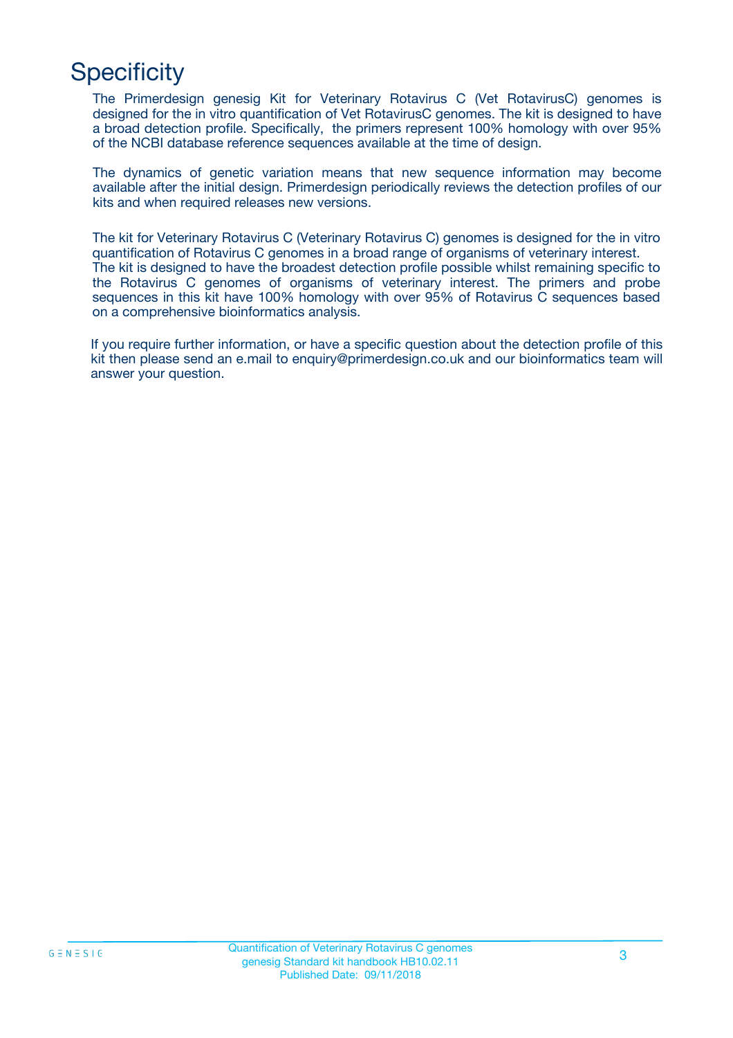# Specificity

The Primerdesign genesig Kit for Veterinary Rotavirus C (Vet RotavirusC) genomes is designed for the in vitro quantification of Vet RotavirusC genomes. The kit is designed to have a broad detection profile. Specifically, the primers represent 100% homology with over 95% of the NCBI database reference sequences available at the time of design.

The dynamics of genetic variation means that new sequence information may become available after the initial design. Primerdesign periodically reviews the detection profiles of our kits and when required releases new versions.

The kit for Veterinary Rotavirus C (Veterinary Rotavirus C) genomes is designed for the in vitro quantification of Rotavirus C genomes in a broad range of organisms of veterinary interest. The kit is designed to have the broadest detection profile possible whilst remaining specific to the Rotavirus C genomes of organisms of veterinary interest. The primers and probe sequences in this kit have 100% homology with over 95% of Rotavirus C sequences based on a comprehensive bioinformatics analysis.

If you require further information, or have a specific question about the detection profile of this kit then please send an e.mail to enquiry@primerdesign.co.uk and our bioinformatics team will answer your question.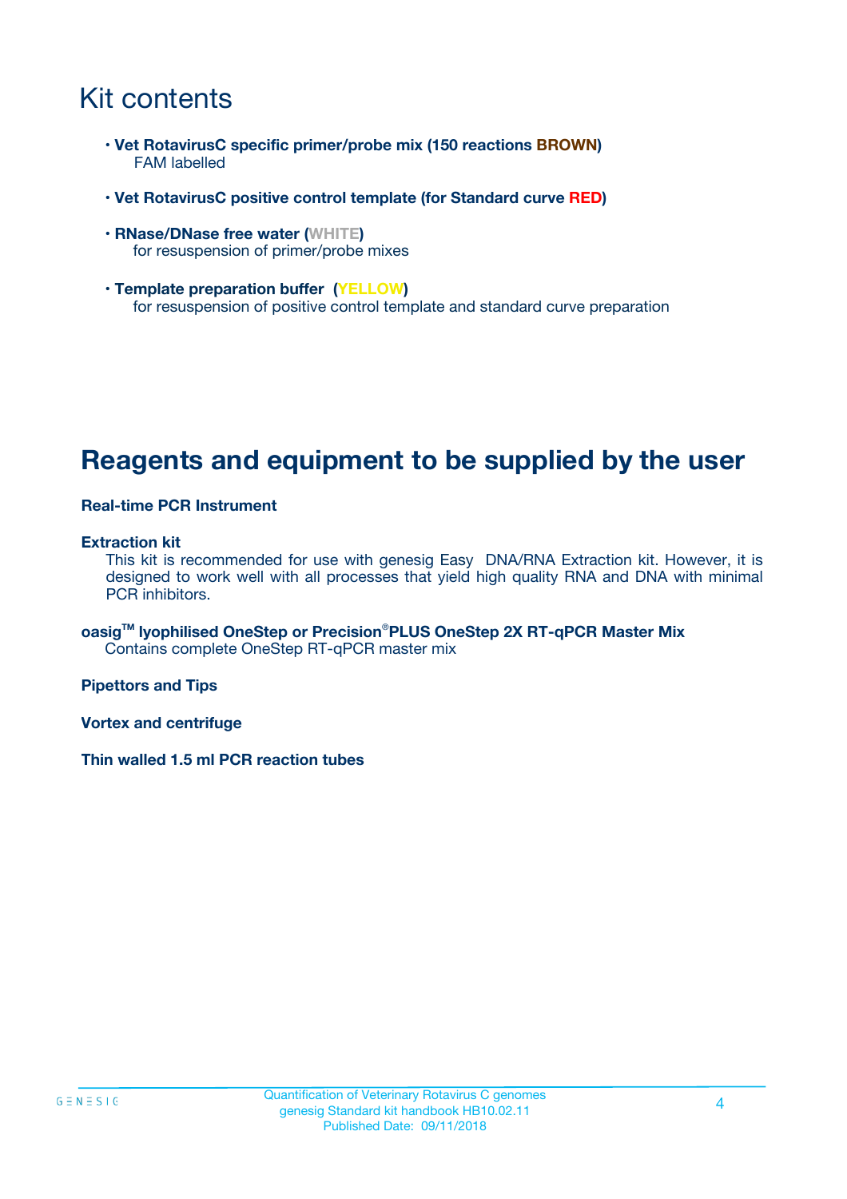# Kit contents

- **Vet RotavirusC specific primer/probe mix (150 reactions BROWN)**
  FAM labelled
- **Vet RotavirusC positive control template (for Standard curve RED)**
- **RNase/DNase free water (WHITE)**
  for resuspension of primer/probe mixes
- **Template preparation buffer (YELLOW)**
  for resuspension of positive control template and standard curve preparation

# Reagents and equipment to be supplied by the user

**Real-time PCR Instrument**

**Extraction kit**
This kit is recommended for use with genesig Easy DNA/RNA Extraction kit. However, it is designed to work well with all processes that yield high quality RNA and DNA with minimal PCR inhibitors.

**oasig™ lyophilised OneStep or Precision®PLUS OneStep 2X RT-qPCR Master Mix**
Contains complete OneStep RT-qPCR master mix

**Pipettors and Tips**

**Vortex and centrifuge**

**Thin walled 1.5 ml PCR reaction tubes**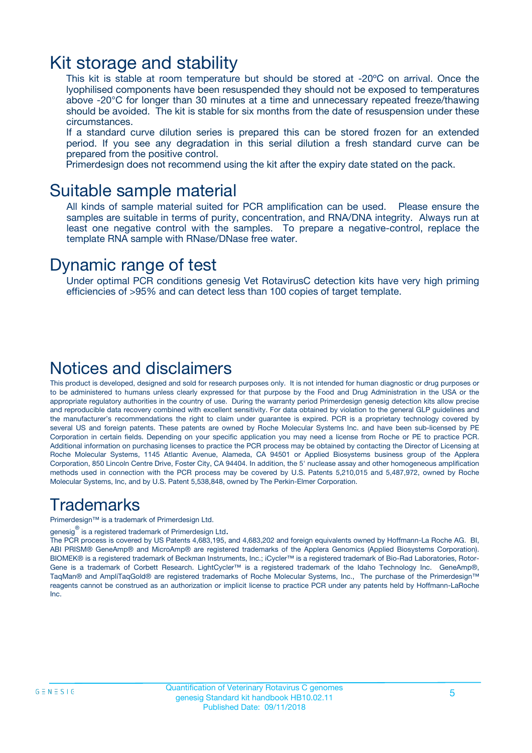# Kit storage and stability

This kit is stable at room temperature but should be stored at -20ºC on arrival. Once the lyophilised components have been resuspended they should not be exposed to temperatures above -20°C for longer than 30 minutes at a time and unnecessary repeated freeze/thawing should be avoided. The kit is stable for six months from the date of resuspension under these circumstances.

If a standard curve dilution series is prepared this can be stored frozen for an extended period. If you see any degradation in this serial dilution a fresh standard curve can be prepared from the positive control.

Primerdesign does not recommend using the kit after the expiry date stated on the pack.

# Suitable sample material

All kinds of sample material suited for PCR amplification can be used. Please ensure the samples are suitable in terms of purity, concentration, and RNA/DNA integrity. Always run at least one negative control with the samples. To prepare a negative-control, replace the template RNA sample with RNase/DNase free water.

# Dynamic range of test

Under optimal PCR conditions genesig Vet RotavirusC detection kits have very high priming efficiencies of >95% and can detect less than 100 copies of target template.

# Notices and disclaimers

This product is developed, designed and sold for research purposes only. It is not intended for human diagnostic or drug purposes or to be administered to humans unless clearly expressed for that purpose by the Food and Drug Administration in the USA or the appropriate regulatory authorities in the country of use. During the warranty period Primerdesign genesig detection kits allow precise and reproducible data recovery combined with excellent sensitivity. For data obtained by violation to the general GLP guidelines and the manufacturer's recommendations the right to claim under guarantee is expired. PCR is a proprietary technology covered by several US and foreign patents. These patents are owned by Roche Molecular Systems Inc. and have been sub-licensed by PE Corporation in certain fields. Depending on your specific application you may need a license from Roche or PE to practice PCR. Additional information on purchasing licenses to practice the PCR process may be obtained by contacting the Director of Licensing at Roche Molecular Systems, 1145 Atlantic Avenue, Alameda, CA 94501 or Applied Biosystems business group of the Applera Corporation, 850 Lincoln Centre Drive, Foster City, CA 94404. In addition, the 5' nuclease assay and other homogeneous amplification methods used in connection with the PCR process may be covered by U.S. Patents 5,210,015 and 5,487,972, owned by Roche Molecular Systems, Inc, and by U.S. Patent 5,538,848, owned by The Perkin-Elmer Corporation.

# Trademarks

Primerdesign™ is a trademark of Primerdesign Ltd.

genesig® is a registered trademark of Primerdesign Ltd.

The PCR process is covered by US Patents 4,683,195, and 4,683,202 and foreign equivalents owned by Hoffmann-La Roche AG. BI, ABI PRISM® GeneAmp® and MicroAmp® are registered trademarks of the Applera Genomics (Applied Biosystems Corporation). BIOMEK® is a registered trademark of Beckman Instruments, Inc.; iCycler™ is a registered trademark of Bio-Rad Laboratories, Rotor-Gene is a trademark of Corbett Research. LightCycler™ is a registered trademark of the Idaho Technology Inc. GeneAmp®, TaqMan® and AmpliTaqGold® are registered trademarks of Roche Molecular Systems, Inc., The purchase of the Primerdesign™ reagents cannot be construed as an authorization or implicit license to practice PCR under any patents held by Hoffmann-LaRoche Inc.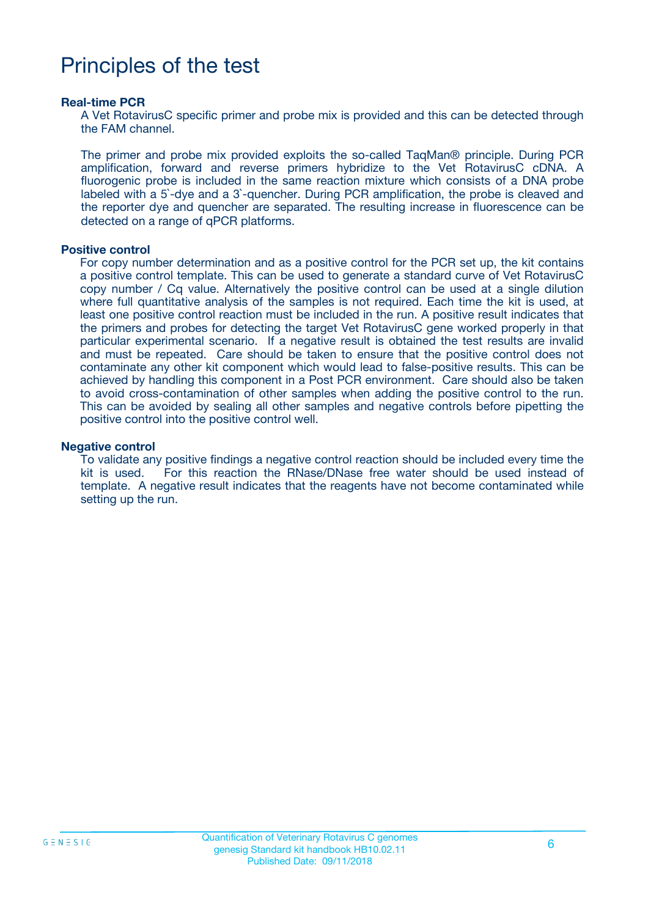# Principles of the test

**Real-time PCR**

A Vet RotavirusC specific primer and probe mix is provided and this can be detected through the FAM channel.

The primer and probe mix provided exploits the so-called TaqMan® principle. During PCR amplification, forward and reverse primers hybridize to the Vet RotavirusC cDNA. A fluorogenic probe is included in the same reaction mixture which consists of a DNA probe labeled with a 5`-dye and a 3`-quencher. During PCR amplification, the probe is cleaved and the reporter dye and quencher are separated. The resulting increase in fluorescence can be detected on a range of qPCR platforms.

**Positive control**

For copy number determination and as a positive control for the PCR set up, the kit contains a positive control template. This can be used to generate a standard curve of Vet RotavirusC copy number / Cq value. Alternatively the positive control can be used at a single dilution where full quantitative analysis of the samples is not required. Each time the kit is used, at least one positive control reaction must be included in the run. A positive result indicates that the primers and probes for detecting the target Vet RotavirusC gene worked properly in that particular experimental scenario. If a negative result is obtained the test results are invalid and must be repeated. Care should be taken to ensure that the positive control does not contaminate any other kit component which would lead to false-positive results. This can be achieved by handling this component in a Post PCR environment. Care should also be taken to avoid cross-contamination of other samples when adding the positive control to the run. This can be avoided by sealing all other samples and negative controls before pipetting the positive control into the positive control well.

**Negative control**

To validate any positive findings a negative control reaction should be included every time the kit is used. For this reaction the RNase/DNase free water should be used instead of template. A negative result indicates that the reagents have not become contaminated while setting up the run.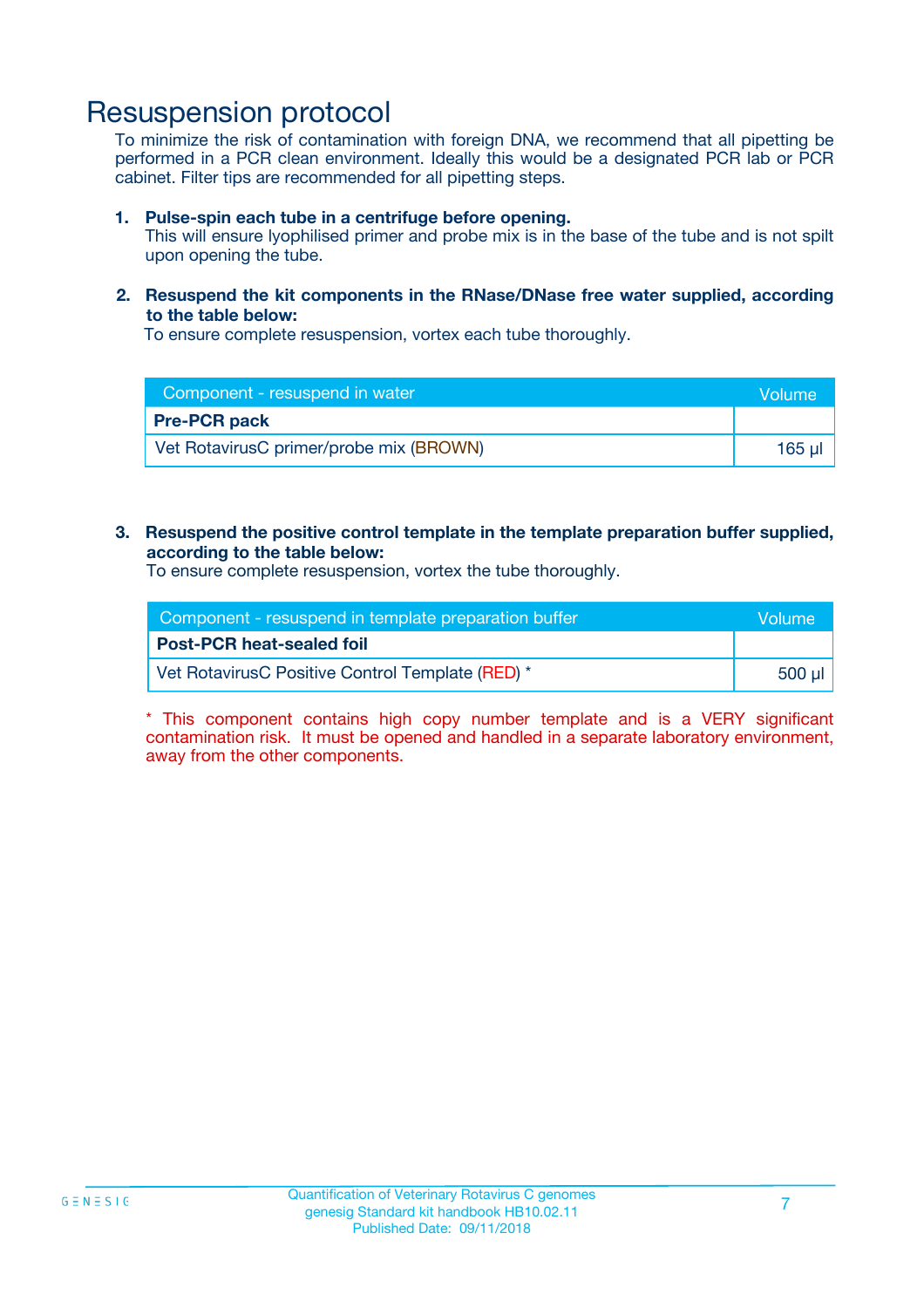# Resuspension protocol

To minimize the risk of contamination with foreign DNA, we recommend that all pipetting be performed in a PCR clean environment. Ideally this would be a designated PCR lab or PCR cabinet. Filter tips are recommended for all pipetting steps.

1. **Pulse-spin each tube in a centrifuge before opening.**
   This will ensure lyophilised primer and probe mix is in the base of the tube and is not spilt upon opening the tube.

2. **Resuspend the kit components in the RNase/DNase free water supplied, according to the table below:**
   To ensure complete resuspension, vortex each tube thoroughly.

| Component - resuspend in water | Volume |
|---|---|
| **Pre-PCR pack** | |
| Vet RotavirusC primer/probe mix (BROWN) | 165 µl |

3. **Resuspend the positive control template in the template preparation buffer supplied, according to the table below:**
   To ensure complete resuspension, vortex the tube thoroughly.

| Component - resuspend in template preparation buffer | Volume |
|---|---|
| **Post-PCR heat-sealed foil** | |
| Vet RotavirusC Positive Control Template (RED) * | 500 µl |

* This component contains high copy number template and is a VERY significant contamination risk. It must be opened and handled in a separate laboratory environment, away from the other components.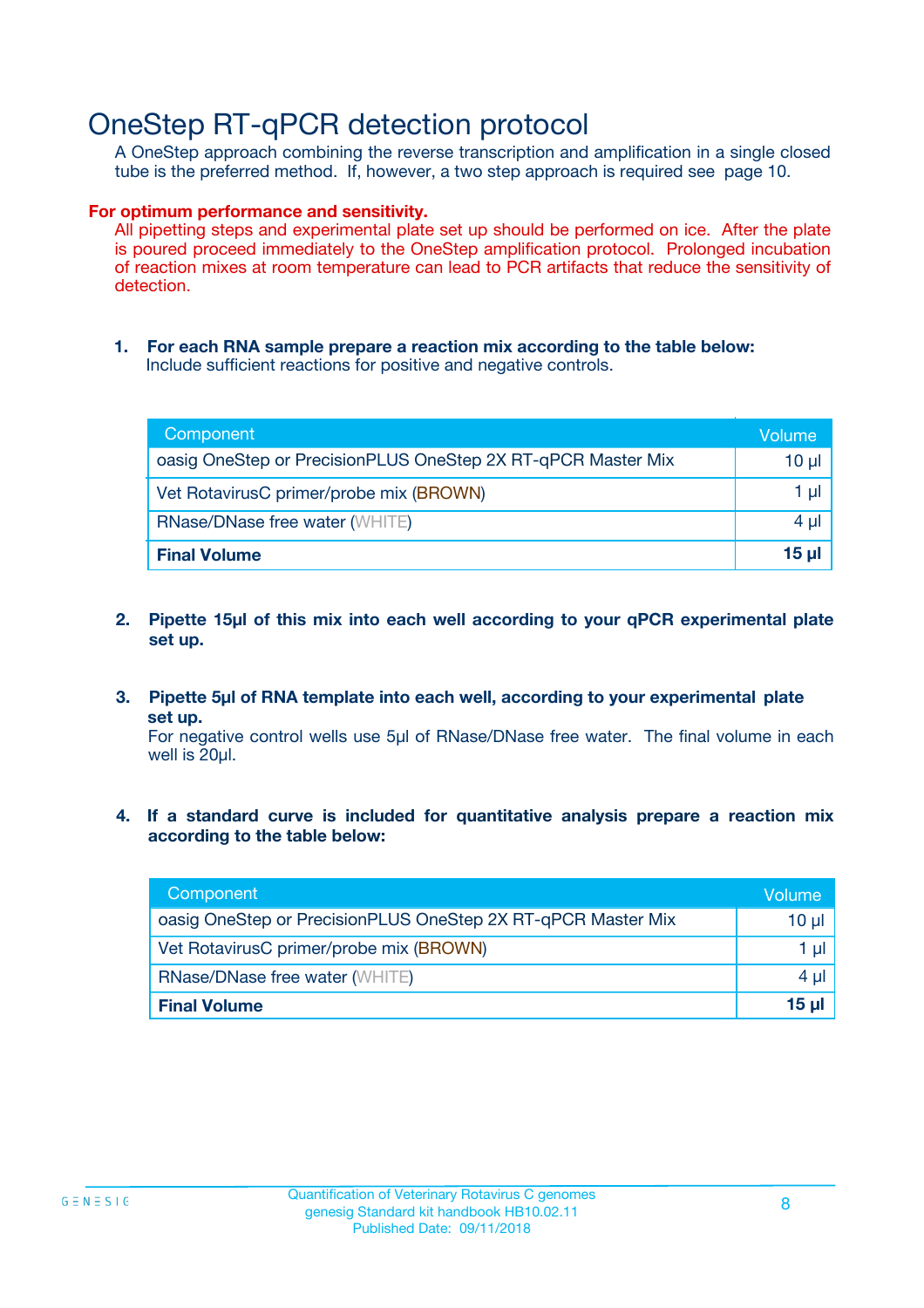# OneStep RT-qPCR detection protocol

A OneStep approach combining the reverse transcription and amplification in a single closed tube is the preferred method. If, however, a two step approach is required see page 10.

**For optimum performance and sensitivity.**
All pipetting steps and experimental plate set up should be performed on ice. After the plate is poured proceed immediately to the OneStep amplification protocol. Prolonged incubation of reaction mixes at room temperature can lead to PCR artifacts that reduce the sensitivity of detection.

1. **For each RNA sample prepare a reaction mix according to the table below:**
   Include sufficient reactions for positive and negative controls.

| Component | Volume |
|---|---|
| oasig OneStep or PrecisionPLUS OneStep 2X RT-qPCR Master Mix | 10 µl |
| Vet RotavirusC primer/probe mix (BROWN) | 1 µl |
| RNase/DNase free water (WHITE) | 4 µl |
| **Final Volume** | **15 µl** |

2. **Pipette 15µl of this mix into each well according to your qPCR experimental plate set up.**

3. **Pipette 5µl of RNA template into each well, according to your experimental plate set up.**
   For negative control wells use 5µl of RNase/DNase free water. The final volume in each well is 20µl.

4. **If a standard curve is included for quantitative analysis prepare a reaction mix according to the table below:**

| Component | Volume |
|---|---|
| oasig OneStep or PrecisionPLUS OneStep 2X RT-qPCR Master Mix | 10 µl |
| Vet RotavirusC primer/probe mix (BROWN) | 1 µl |
| RNase/DNase free water (WHITE) | 4 µl |
| **Final Volume** | **15 µl** |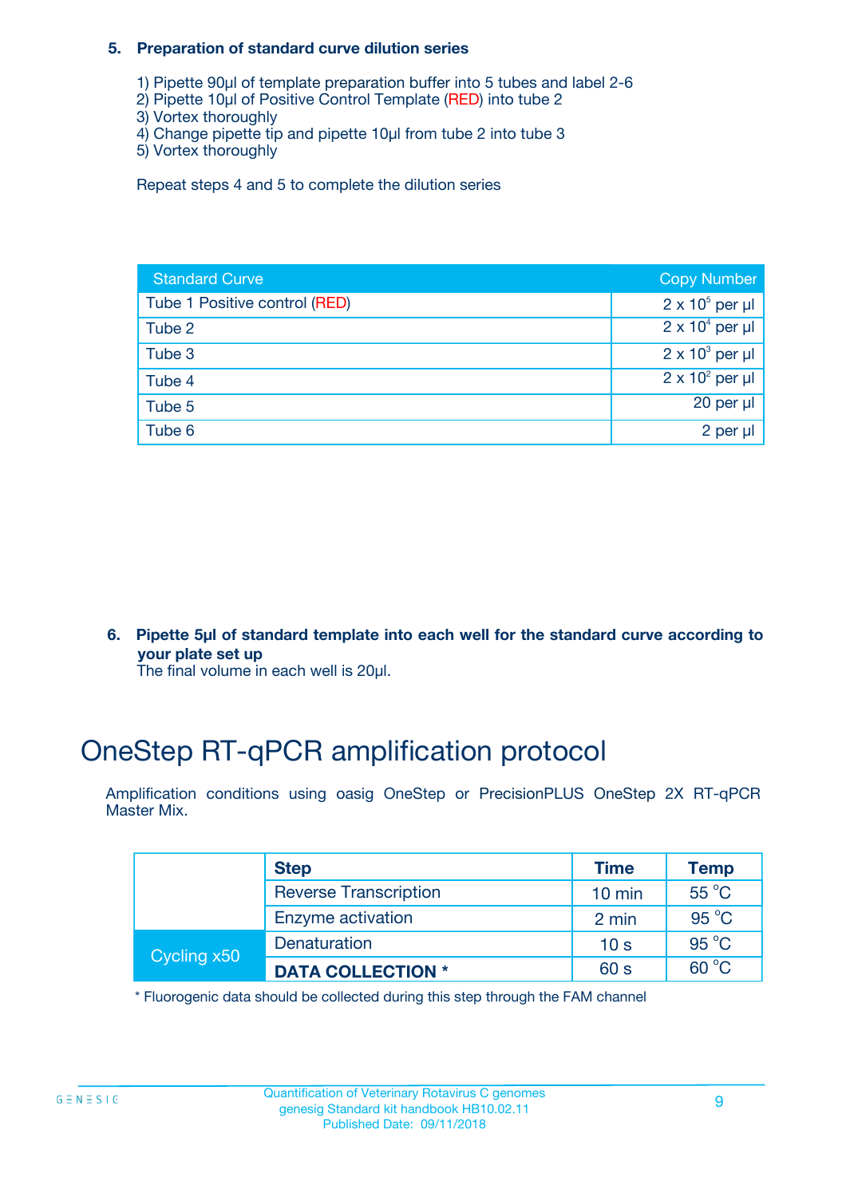**5. Preparation of standard curve dilution series**

1) Pipette 90µl of template preparation buffer into 5 tubes and label 2-6
2) Pipette 10µl of Positive Control Template (RED) into tube 2
3) Vortex thoroughly
4) Change pipette tip and pipette 10µl from tube 2 into tube 3
5) Vortex thoroughly

Repeat steps 4 and 5 to complete the dilution series

| Standard Curve | Copy Number |
|---|---|
| Tube 1 Positive control (RED) | $2 \times 10^5$ per µl |
| Tube 2 | $2 \times 10^4$ per µl |
| Tube 3 | $2 \times 10^3$ per µl |
| Tube 4 | $2 \times 10^2$ per µl |
| Tube 5 | 20 per µl |
| Tube 6 | 2 per µl |

**6. Pipette 5µl of standard template into each well for the standard curve according to your plate set up**

The final volume in each well is 20µl.

# OneStep RT-qPCR amplification protocol

Amplification conditions using oasig OneStep or PrecisionPLUS OneStep 2X RT-qPCR Master Mix.

| | Step | Time | Temp |
|---|---|---|---|
| | Reverse Transcription | 10 min | 55 °C |
| | Enzyme activation | 2 min | 95 °C |
| Cycling x50 | Denaturation | 10 s | 95 °C |
| | **DATA COLLECTION *** | 60 s | 60 °C |

* Fluorogenic data should be collected during this step through the FAM channel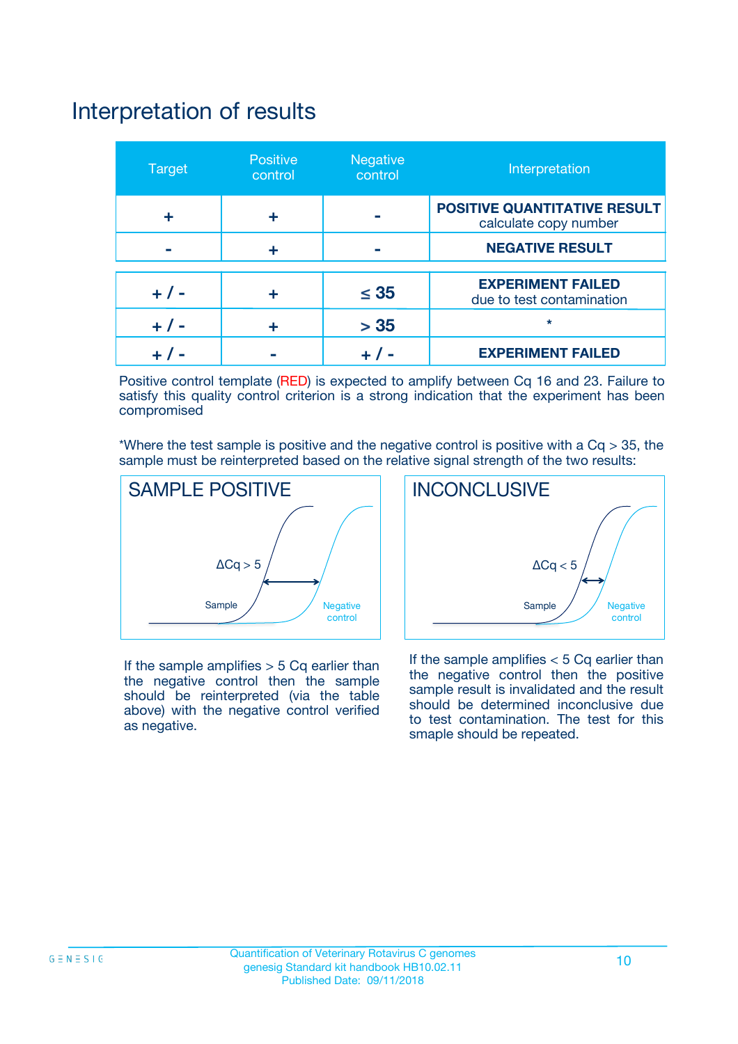# Interpretation of results

| Target | Positive control | Negative control | Interpretation |
|---|---|---|---|
| + | + | - | **POSITIVE QUANTITATIVE RESULT** calculate copy number |
| - | + | - | **NEGATIVE RESULT** |
| + / - | + | ≤ 35 | **EXPERIMENT FAILED** due to test contamination |
| + / - | + | > 35 | * |
| + / - | - | + / - | **EXPERIMENT FAILED** |

Positive control template (RED) is expected to amplify between Cq 16 and 23. Failure to satisfy this quality control criterion is a strong indication that the experiment has been compromised

*Where the test sample is positive and the negative control is positive with a Cq > 35, the sample must be reinterpreted based on the relative signal strength of the two results:

## SAMPLE POSITIVE

ΔCq > 5

Sample

Negative control

If the sample amplifies > 5 Cq earlier than the negative control then the sample should be reinterpreted (via the table above) with the negative control verified as negative.

## INCONCLUSIVE

ΔCq < 5

Sample

Negative control

If the sample amplifies < 5 Cq earlier than the negative control then the positive sample result is invalidated and the result should be determined inconclusive due to test contamination. The test for this smaple should be repeated.